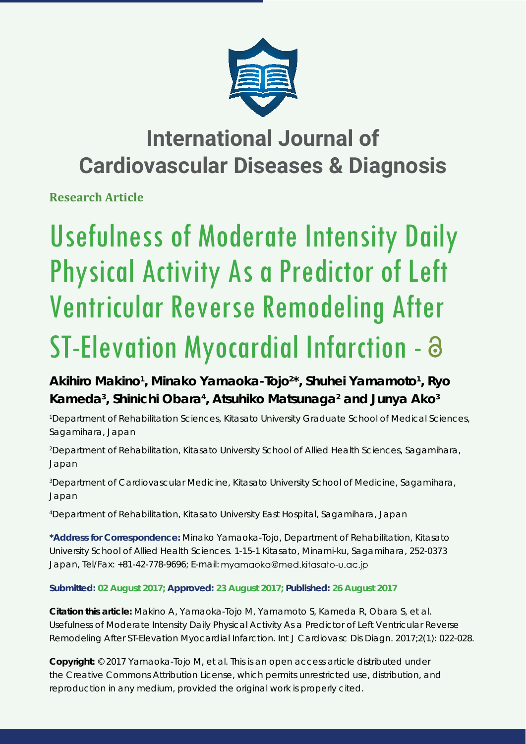# International Journal of Cardiovascular Diseases & Diagnosis

**Research Article**

# Usefulness of Moderate Intensity Daily Physical Activity As a Predictor of Left Ventricular Reverse Remodeling After ST-Elevation Myocardial Infarction -

**Akihiro Makino[1], Minako Yamaoka-Tojo[2]*, Shuhei Yamamoto[1], Ryo Kameda[3], Shinichi Obara[4], Atsuhiko Matsunaga[2] and Junya Ako[3]**

[1]Department of Rehabilitation Sciences, Kitasato University Graduate School of Medical Sciences, Sagamihara, Japan

[2]Department of Rehabilitation, Kitasato University School of Allied Health Sciences, Sagamihara, Japan

[3]Department of Cardiovascular Medicine, Kitasato University School of Medicine, Sagamihara, Japan

[4]Department of Rehabilitation, Kitasato University East Hospital, Sagamihara, Japan

**\*Address for Correspondence:** Minako Yamaoka-Tojo, Department of Rehabilitation, Kitasato University School of Allied Health Sciences. 1-15-1 Kitasato, Minami-ku, Sagamihara, 252-0373 Japan, Tel/Fax: +81-42-778-9696; E-mail: myamaoka@med.kitasato-u.ac.jp

**Submitted: 02 August 2017; Approved: 23 August 2017; Published: 26 August 2017**

**Citation this article:** Makino A, Yamaoka-Tojo M, Yamamoto S, Kameda R, Obara S, et al. Usefulness of Moderate Intensity Daily Physical Activity As a Predictor of Left Ventricular Reverse Remodeling After ST-Elevation Myocardial Infarction. Int J Cardiovasc Dis Diagn. 2017;2(1): 022-028.

**Copyright:** © 2017 Yamaoka-Tojo M, et al. This is an open access article distributed under the Creative Commons Attribution License, which permits unrestricted use, distribution, and reproduction in any medium, provided the original work is properly cited.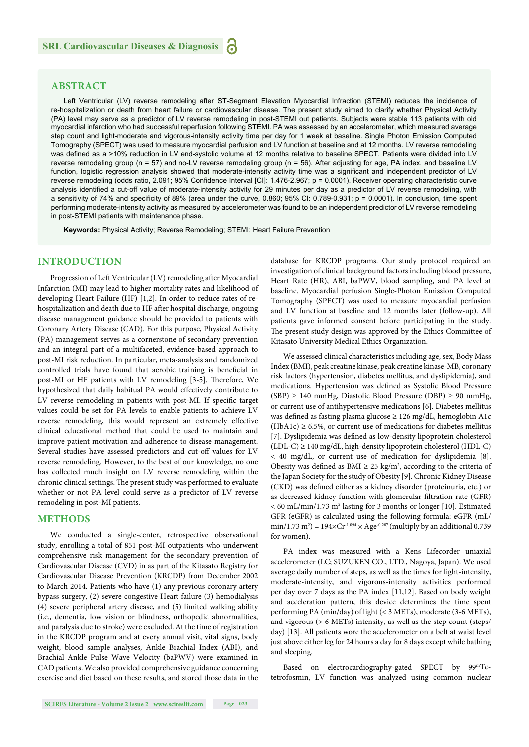## ABSTRACT

Left Ventricular (LV) reverse remodeling after ST-Segment Elevation Myocardial Infraction (STEMI) reduces the incidence of re-hospitalization or death from heart failure or cardiovascular disease. The present study aimed to clarify whether Physical Activity (PA) level may serve as a predictor of LV reverse remodeling in post-STEMI out patients. Subjects were stable 113 patients with old myocardial infarction who had successful reperfusion following STEMI. PA was assessed by an accelerometer, which measured average step count and light-moderate and vigorous-intensity activity time per day for 1 week at baseline. Single Photon Emission Computed Tomography (SPECT) was used to measure myocardial perfusion and LV function at baseline and at 12 months. LV reverse remodeling was defined as a >10% reduction in LV end-systolic volume at 12 months relative to baseline SPECT. Patients were divided into LV reverse remodeling group (n = 57) and no-LV reverse remodeling group (n = 56). After adjusting for age, PA index, and baseline LV function, logistic regression analysis showed that moderate-intensity activity time was a significant and independent predictor of LV reverse remodeling (odds ratio, 2.091; 95% Confidence Interval [CI]: 1.476-2.967; p = 0.0001). Receiver operating characteristic curve analysis identified a cut-off value of moderate-intensity activity for 29 minutes per day as a predictor of LV reverse remodeling, with a sensitivity of 74% and specificity of 89% (area under the curve, 0.860; 95% CI: 0.789-0.931; p = 0.0001). In conclusion, time spent performing moderate-intensity activity as measured by accelerometer was found to be an independent predictor of LV reverse remodeling in post-STEMI patients with maintenance phase.

**Keywords:** Physical Activity; Reverse Remodeling; STEMI; Heart Failure Prevention

## INTRODUCTION

Progression of Left Ventricular (LV) remodeling after Myocardial Infarction (MI) may lead to higher mortality rates and likelihood of developing Heart Failure (HF) [1,2]. In order to reduce rates of re-hospitalization and death due to HF after hospital discharge, ongoing disease management guidance should be provided to patients with Coronary Artery Disease (CAD). For this purpose, Physical Activity (PA) management serves as a cornerstone of secondary prevention and an integral part of a multifaceted, evidence-based approach to post-MI risk reduction. In particular, meta-analysis and randomized controlled trials have found that aerobic training is beneficial in post-MI or HF patients with LV remodeling [3-5]. Therefore, We hypothesized that daily habitual PA would effectively contribute to LV reverse remodeling in patients with post-MI. If specific target values could be set for PA levels to enable patients to achieve LV reverse remodeling, this would represent an extremely effective clinical educational method that could be used to maintain and improve patient motivation and adherence to disease management. Several studies have assessed predictors and cut-off values for LV reverse remodeling. However, to the best of our knowledge, no one has collected much insight on LV reverse remodeling within the chronic clinical settings. The present study was performed to evaluate whether or not PA level could serve as a predictor of LV reverse remodeling in post-MI patients.

## METHODS

We conducted a single-center, retrospective observational study, enrolling a total of 851 post-MI outpatients who underwent comprehensive risk management for the secondary prevention of Cardiovascular Disease (CVD) in as part of the Kitasato Registry for Cardiovascular Disease Prevention (KRCDP) from December 2002 to March 2014. Patients who have (1) any previous coronary artery bypass surgery, (2) severe congestive Heart failure (3) hemodialysis (4) severe peripheral artery disease, and (5) limited walking ability (i.e., dementia, low vision or blindness, orthopedic abnormalities, and paralysis due to stroke) were excluded. At the time of registration in the KRCDP program and at every annual visit, vital signs, body weight, blood sample analyses, Ankle Brachial Index (ABI), and Brachial Ankle Pulse Wave Velocity (baPWV) were examined in CAD patients. We also provided comprehensive guidance concerning exercise and diet based on these results, and stored those data in the database for KRCDP programs. Our study protocol required an investigation of clinical background factors including blood pressure, Heart Rate (HR), ABI, baPWV, blood sampling, and PA level at baseline. Myocardial perfusion Single-Photon Emission Computed Tomography (SPECT) was used to measure myocardial perfusion and LV function at baseline and 12 months later (follow-up). All patients gave informed consent before participating in the study. The present study design was approved by the Ethics Committee of Kitasato University Medical Ethics Organization.

We assessed clinical characteristics including age, sex, Body Mass Index (BMI), peak creatine kinase, peak creatine kinase-MB, coronary risk factors (hypertension, diabetes mellitus, and dyslipidemia), and medications. Hypertension was defined as Systolic Blood Pressure (SBP) ≥ 140 mmHg, Diastolic Blood Pressure (DBP) ≥ 90 mmHg, or current use of antihypertensive medications [6]. Diabetes mellitus was defined as fasting plasma glucose ≥ 126 mg/dL, hemoglobin A1c (HbA1c) ≥ 6.5%, or current use of medications for diabetes mellitus [7]. Dyslipidemia was defined as low-density lipoprotein cholesterol (LDL-C) ≥ 140 mg/dL, high-density lipoprotein cholesterol (HDL-C) < 40 mg/dL, or current use of medication for dyslipidemia [8]. Obesity was defined as BMI ≥ 25 kg/m$^2$, according to the criteria of the Japan Society for the study of Obesity [9]. Chronic Kidney Disease (CKD) was defined either as a kidney disorder (proteinuria, etc.) or as decreased kidney function with glomerular filtration rate (GFR) < 60 mL/min/1.73 m$^2$ lasting for 3 months or longer [10]. Estimated GFR (eGFR) is calculated using the following formula: eGFR (mL/min/1.73 m$^2$) = $194 \times Cr^{-1.094} \times Age^{-0.287}$ (multiply by an additional 0.739 for women).

PA index was measured with a Kens Lifecorder uniaxial accelerometer (LC; SUZUKEN CO., LTD., Nagoya, Japan). We used average daily number of steps, as well as the times for light-intensity, moderate-intensity, and vigorous-intensity activities performed per day over 7 days as the PA index [11,12]. Based on body weight and acceleration pattern, this device determines the time spent performing PA (min/day) of light (< 3 METs), moderate (3-6 METs), and vigorous (> 6 METs) intensity, as well as the step count (steps/day) [13]. All patients wore the accelerometer on a belt at waist level just above either leg for 24 hours a day for 8 days except while bathing and sleeping.

Based on electrocardiography-gated SPECT by $^{99m}$Tc-tetrofosmin, LV function was analyzed using common nuclear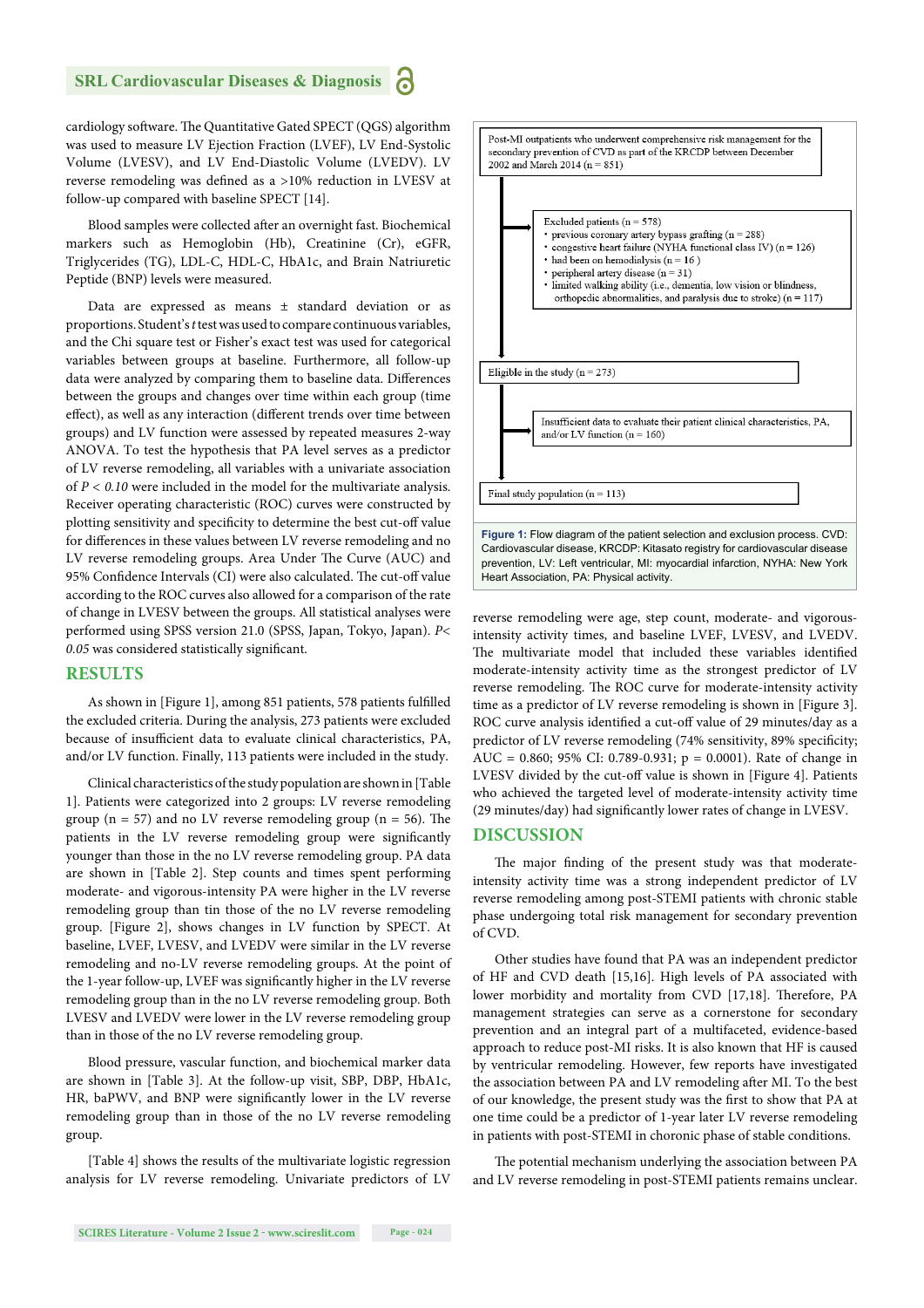cardiology software. The Quantitative Gated SPECT (QGS) algorithm was used to measure LV Ejection Fraction (LVEF), LV End-Systolic Volume (LVESV), and LV End-Diastolic Volume (LVEDV). LV reverse remodeling was defined as a >10% reduction in LVESV at follow-up compared with baseline SPECT [14].

Blood samples were collected after an overnight fast. Biochemical markers such as Hemoglobin (Hb), Creatinine (Cr), eGFR, Triglycerides (TG), LDL-C, HDL-C, HbA1c, and Brain Natriuretic Peptide (BNP) levels were measured.

Data are expressed as means ± standard deviation or as proportions. Student's *t* test was used to compare continuous variables, and the Chi square test or Fisher's exact test was used for categorical variables between groups at baseline. Furthermore, all follow-up data were analyzed by comparing them to baseline data. Differences between the groups and changes over time within each group (time effect), as well as any interaction (different trends over time between groups) and LV function were assessed by repeated measures 2-way ANOVA. To test the hypothesis that PA level serves as a predictor of LV reverse remodeling, all variables with a univariate association of *P < 0.10* were included in the model for the multivariate analysis. Receiver operating characteristic (ROC) curves were constructed by plotting sensitivity and specificity to determine the best cut-off value for differences in these values between LV reverse remodeling and no LV reverse remodeling groups. Area Under The Curve (AUC) and 95% Confidence Intervals (CI) were also calculated. The cut-off value according to the ROC curves also allowed for a comparison of the rate of change in LVESV between the groups. All statistical analyses were performed using SPSS version 21.0 (SPSS, Japan, Tokyo, Japan). *P< 0.05* was considered statistically significant.

## RESULTS

As shown in [Figure 1], among 851 patients, 578 patients fulfilled the excluded criteria. During the analysis, 273 patients were excluded because of insufficient data to evaluate clinical characteristics, PA, and/or LV function. Finally, 113 patients were included in the study.

Clinical characteristics of the study population are shown in [Table 1]. Patients were categorized into 2 groups: LV reverse remodeling group (n = 57) and no LV reverse remodeling group (n = 56). The patients in the LV reverse remodeling group were significantly younger than those in the no LV reverse remodeling group. PA data are shown in [Table 2]. Step counts and times spent performing moderate- and vigorous-intensity PA were higher in the LV reverse remodeling group than tin those of the no LV reverse remodeling group. [Figure 2], shows changes in LV function by SPECT. At baseline, LVEF, LVESV, and LVEDV were similar in the LV reverse remodeling and no-LV reverse remodeling groups. At the point of the 1-year follow-up, LVEF was significantly higher in the LV reverse remodeling group than in the no LV reverse remodeling group. Both LVESV and LVEDV were lower in the LV reverse remodeling group than in those of the no LV reverse remodeling group.

Blood pressure, vascular function, and biochemical marker data are shown in [Table 3]. At the follow-up visit, SBP, DBP, HbA1c, HR, baPWV, and BNP were significantly lower in the LV reverse remodeling group than in those of the no LV reverse remodeling group.

[Table 4] shows the results of the multivariate logistic regression analysis for LV reverse remodeling. Univariate predictors of LV reverse remodeling were age, step count, moderate- and vigorous-intensity activity times, and baseline LVEF, LVESV, and LVEDV. The multivariate model that included these variables identified moderate-intensity activity time as the strongest predictor of LV reverse remodeling. The ROC curve for moderate-intensity activity time as a predictor of LV reverse remodeling is shown in [Figure 3]. ROC curve analysis identified a cut-off value of 29 minutes/day as a predictor of LV reverse remodeling (74% sensitivity, 89% specificity; AUC = 0.860; 95% CI: 0.789-0.931; p = 0.0001). Rate of change in LVESV divided by the cut-off value is shown in [Figure 4]. Patients who achieved the targeted level of moderate-intensity activity time (29 minutes/day) had significantly lower rates of change in LVESV.

Post-MI outpatients who underwent comprehensive risk management for the secondary prevention of CVD as part of the KRCDP between December 2002 and March 2014 (n = 851)

Excluded patients (n = 578)
- previous coronary artery bypass grafting (n = 288)
- congestive heart failure (NYHA functional class IV) (n = 126)
- had been on hemodialysis (n = 16 )
- peripheral artery disease (n = 31)
- limited walking ability (i.e., dementia, low vision or blindness, orthopedic abnormalities, and paralysis due to stroke) (n = 117)

Eligible in the study (n = 273)

Insufficient data to evaluate their patient clinical characteristics, PA, and/or LV function (n = 160)

Final study population (n = 113)

**Figure 1:** Flow diagram of the patient selection and exclusion process. CVD: Cardiovascular disease, KRCDP: Kitasato registry for cardiovascular disease prevention, LV: Left ventricular, MI: myocardial infarction, NYHA: New York Heart Association, PA: Physical activity.

## DISCUSSION

The major finding of the present study was that moderate-intensity activity time was a strong independent predictor of LV reverse remodeling among post-STEMI patients with chronic stable phase undergoing total risk management for secondary prevention of CVD.

Other studies have found that PA was an independent predictor of HF and CVD death [15,16]. High levels of PA associated with lower morbidity and mortality from CVD [17,18]. Therefore, PA management strategies can serve as a cornerstone for secondary prevention and an integral part of a multifaceted, evidence-based approach to reduce post-MI risks. It is also known that HF is caused by ventricular remodeling. However, few reports have investigated the association between PA and LV remodeling after MI. To the best of our knowledge, the present study was the first to show that PA at one time could be a predictor of 1-year later LV reverse remodeling in patients with post-STEMI in choronic phase of stable conditions.

The potential mechanism underlying the association between PA and LV reverse remodeling in post-STEMI patients remains unclear.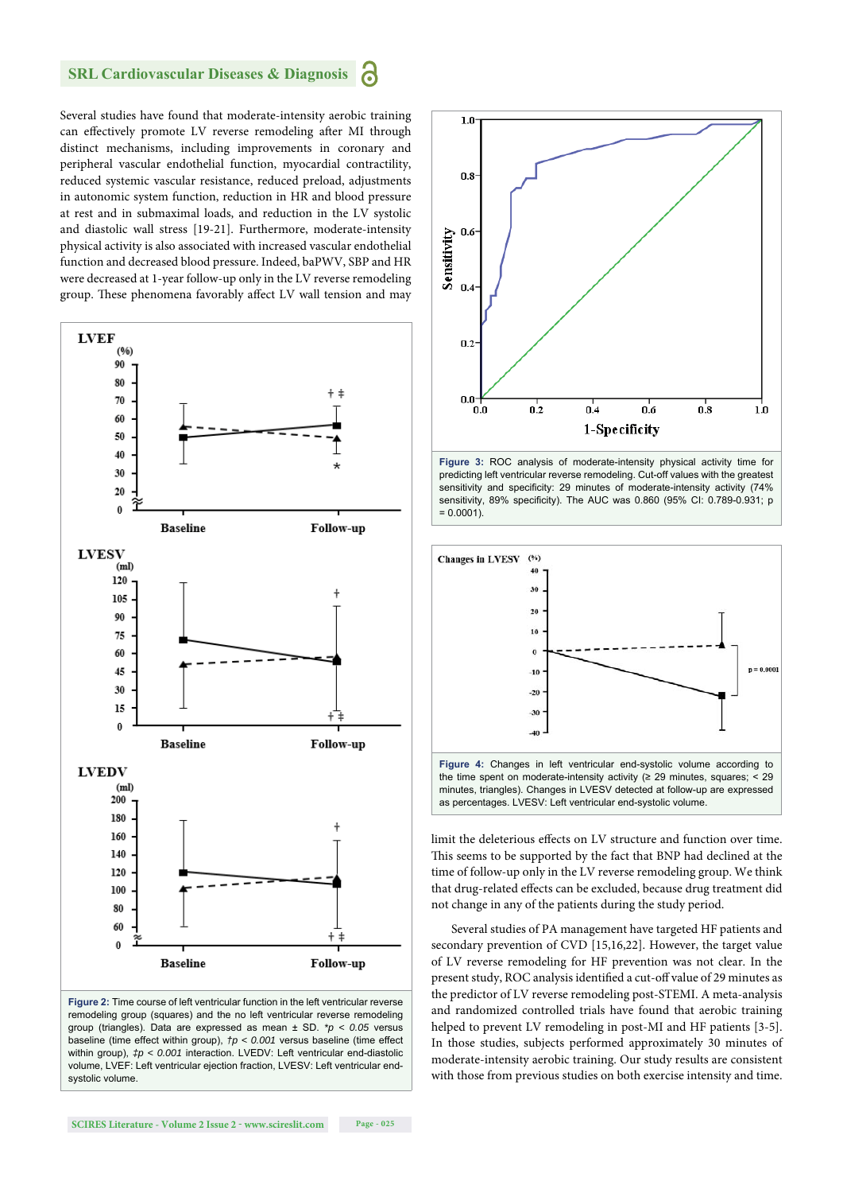Several studies have found that moderate-intensity aerobic training can effectively promote LV reverse remodeling after MI through distinct mechanisms, including improvements in coronary and peripheral vascular endothelial function, myocardial contractility, reduced systemic vascular resistance, reduced preload, adjustments in autonomic system function, reduction in HR and blood pressure at rest and in submaximal loads, and reduction in the LV systolic and diastolic wall stress [19-21]. Furthermore, moderate-intensity physical activity is also associated with increased vascular endothelial function and decreased blood pressure. Indeed, baPWV, SBP and HR were decreased at 1-year follow-up only in the LV reverse remodeling group. These phenomena favorably affect LV wall tension and may limit the deleterious effects on LV structure and function over time. This seems to be supported by the fact that BNP had declined at the time of follow-up only in the LV reverse remodeling group. We think that drug-related effects can be excluded, because drug treatment did not change in any of the patients during the study period.

**Figure 2:** Time course of left ventricular function in the left ventricular reverse remodeling group (squares) and the no left ventricular reverse remodeling group (triangles). Data are expressed as mean ± SD. $^{*}p < 0.05$ versus baseline (time effect within group), $^{\dagger}p < 0.001$ versus baseline (time effect within group), $^{\ddagger}p < 0.001$ interaction. LVEDV: Left ventricular end-diastolic volume, LVEF: Left ventricular ejection fraction, LVESV: Left ventricular end-systolic volume.

**Figure 3:** ROC analysis of moderate-intensity physical activity time for predicting left ventricular reverse remodeling. Cut-off values with the greatest sensitivity and specificity: 29 minutes of moderate-intensity activity (74% sensitivity, 89% specificity). The AUC was 0.860 (95% CI: 0.789-0.931; p = 0.0001).

**Figure 4:** Changes in left ventricular end-systolic volume according to the time spent on moderate-intensity activity (≥ 29 minutes, squares; < 29 minutes, triangles). Changes in LVESV detected at follow-up are expressed as percentages. LVESV: Left ventricular end-systolic volume.

Several studies of PA management have targeted HF patients and secondary prevention of CVD [15,16,22]. However, the target value of LV reverse remodeling for HF prevention was not clear. In the present study, ROC analysis identified a cut-off value of 29 minutes as the predictor of LV reverse remodeling post-STEMI. A meta-analysis and randomized controlled trials have found that aerobic training helped to prevent LV remodeling in post-MI and HF patients [3-5]. In those studies, subjects performed approximately 30 minutes of moderate-intensity aerobic training. Our study results are consistent with those from previous studies on both exercise intensity and time.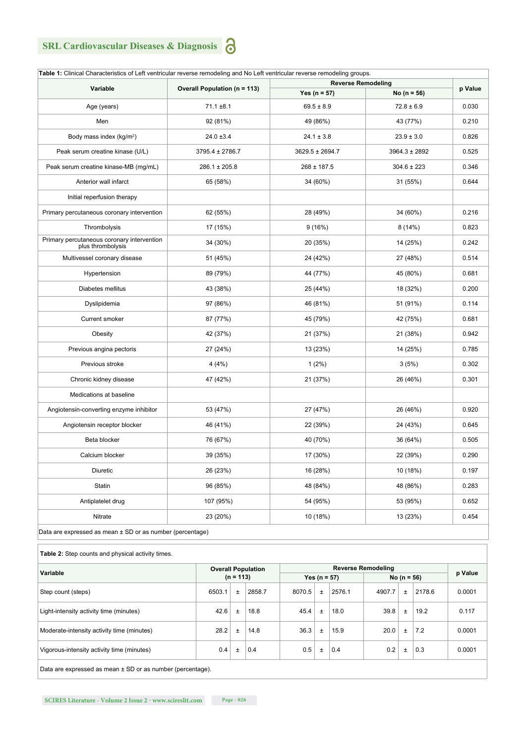**Table 1:** Clinical Characteristics of Left ventricular reverse remodeling and No Left ventricular reverse remodeling groups.

| Variable | Overall Population (n = 113) | Reverse Remodeling | | p Value |
|---|---|---|---|---|
| | | Yes (n = 57) | No (n = 56) | |
| Age (years) | 71.1 ±8.1 | 69.5 ± 8.9 | 72.8 ± 6.9 | 0.030 |
| Men | 92 (81%) | 49 (86%) | 43 (77%) | 0.210 |
| Body mass index (kg/m$^2$) | 24.0 ±3.4 | 24.1 ± 3.8 | 23.9 ± 3.0 | 0.826 |
| Peak serum creatine kinase (U/L) | 3795.4 ± 2786.7 | 3629.5 ± 2694.7 | 3964.3 ± 2892 | 0.525 |
| Peak serum creatine kinase-MB (mg/mL) | 286.1 ± 205.8 | 268 ± 187.5 | 304.6 ± 223 | 0.346 |
| Anterior wall infarct | 65 (58%) | 34 (60%) | 31 (55%) | 0.644 |
| Initial reperfusion therapy | | | | |
| Primary percutaneous coronary intervention | 62 (55%) | 28 (49%) | 34 (60%) | 0.216 |
| Thrombolysis | 17 (15%) | 9 (16%) | 8 (14%) | 0.823 |
| Primary percutaneous coronary intervention plus thrombolysis | 34 (30%) | 20 (35%) | 14 (25%) | 0.242 |
| Multivessel coronary disease | 51 (45%) | 24 (42%) | 27 (48%) | 0.514 |
| Hypertension | 89 (79%) | 44 (77%) | 45 (80%) | 0.681 |
| Diabetes mellitus | 43 (38%) | 25 (44%) | 18 (32%) | 0.200 |
| Dyslipidemia | 97 (86%) | 46 (81%) | 51 (91%) | 0.114 |
| Current smoker | 87 (77%) | 45 (79%) | 42 (75%) | 0.681 |
| Obesity | 42 (37%) | 21 (37%) | 21 (38%) | 0.942 |
| Previous angina pectoris | 27 (24%) | 13 (23%) | 14 (25%) | 0.785 |
| Previous stroke | 4 (4%) | 1 (2%) | 3 (5%) | 0.302 |
| Chronic kidney disease | 47 (42%) | 21 (37%) | 26 (46%) | 0.301 |
| Medications at baseline | | | | |
| Angiotensin-converting enzyme inhibitor | 53 (47%) | 27 (47%) | 26 (46%) | 0.920 |
| Angiotensin receptor blocker | 46 (41%) | 22 (39%) | 24 (43%) | 0.645 |
| Beta blocker | 76 (67%) | 40 (70%) | 36 (64%) | 0.505 |
| Calcium blocker | 39 (35%) | 17 (30%) | 22 (39%) | 0.290 |
| Diuretic | 26 (23%) | 16 (28%) | 10 (18%) | 0.197 |
| Statin | 96 (85%) | 48 (84%) | 48 (86%) | 0.283 |
| Antiplatelet drug | 107 (95%) | 54 (95%) | 53 (95%) | 0.652 |
| Nitrate | 23 (20%) | 10 (18%) | 13 (23%) | 0.454 |

Data are expressed as mean ± SD or as number (percentage)

**Table 2:** Step counts and physical activity times.

| Variable | Overall Population (n = 113) | Reverse Remodeling | | p Value |
|---|---|---|---|---|
| | | Yes (n = 57) | No (n = 56) | |
| Step count (steps) | 6503.1 ± 2858.7 | 8070.5 ± 2576.1 | 4907.7 ± 2178.6 | 0.0001 |
| Light-intensity activity time (minutes) | 42.6 ± 18.8 | 45.4 ± 18.0 | 39.8 ± 19.2 | 0.117 |
| Moderate-intensity activity time (minutes) | 28.2 ± 14.8 | 36.3 ± 15.9 | 20.0 ± 7.2 | 0.0001 |
| Vigorous-intensity activity time (minutes) | 0.4 ± 0.4 | 0.5 ± 0.4 | 0.2 ± 0.3 | 0.0001 |

Data are expressed as mean ± SD or as number (percentage).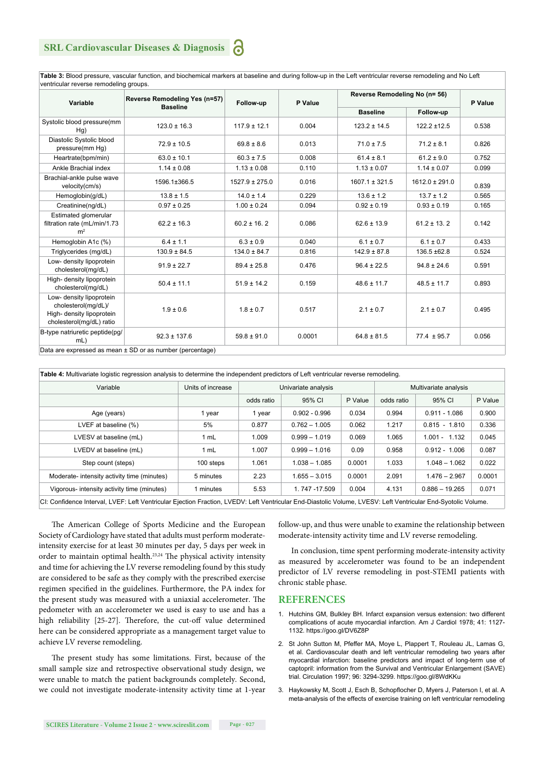**Table 3:** Blood pressure, vascular function, and biochemical markers at baseline and during follow-up in the Left ventricular reverse remodeling and No Left ventricular reverse remodeling groups.

| Variable | Reverse Remodeling Yes (n=57) Baseline | Follow-up | P Value | Reverse Remodeling No (n= 56) | | P Value |
|---|---|---|---|---|---|---|
| | | | | Baseline | Follow-up | |
| Systolic blood pressure(mm Hg) | 123.0 ± 16.3 | 117.9 ± 12.1 | 0.004 | 123.2 ± 14.5 | 122.2 ±12.5 | 0.538 |
| Diastolic Systolic blood pressure(mm Hg) | 72.9 ± 10.5 | 69.8 ± 8.6 | 0.013 | 71.0 ± 7.5 | 71.2 ± 8.1 | 0.826 |
| Heartrate(bpm/min) | 63.0 ± 10.1 | 60.3 ± 7.5 | 0.008 | 61.4 ± 8.1 | 61.2 ± 9.0 | 0.752 |
| Ankle Brachial index | 1.14 ± 0.08 | 1.13 ± 0.08 | 0.110 | 1.13 ± 0.07 | 1.14 ± 0.07 | 0.099 |
| Brachial-ankle pulse wave velocity(cm/s) | 1596.1±366.5 | 1527.9 ± 275.0 | 0.016 | 1607.1 ± 321.5 | 1612.0 ± 291.0 | 0.839 |
| Hemoglobin(g/dL) | 13.8 ± 1.5 | 14.0 ± 1.4 | 0.229 | 13.6 ± 1.2 | 13.7 ± 1.2 | 0.565 |
| Creatinine(ng/dL) | 0.97 ± 0.25 | 1.00 ± 0.24 | 0.094 | 0.92 ± 0.19 | 0.93 ± 0.19 | 0.165 |
| Estimated glomerular filtration rate (mL/min/1.73 $m^2$ | 62.2 ± 16.3 | 60.2 ± 16. 2 | 0.086 | 62.6 ± 13.9 | 61.2 ± 13. 2 | 0.142 |
| Hemoglobin A1c (%) | 6.4 ± 1.1 | 6.3 ± 0.9 | 0.040 | 6.1 ± 0.7 | 6.1 ± 0.7 | 0.433 |
| Triglycerides (mg/dL) | 130.9 ± 84.5 | 134.0 ± 84.7 | 0.816 | 142.9 ± 87.8 | 136.5 ±62.8 | 0.524 |
| Low- density lipoprotein cholesterol(mg/dL) | 91.9 ± 22.7 | 89.4 ± 25.8 | 0.476 | 96.4 ± 22.5 | 94.8 ± 24.6 | 0.591 |
| High- density lipoprotein cholesterol(mg/dL) | 50.4 ± 11.1 | 51.9 ± 14.2 | 0.159 | 48.6 ± 11.7 | 48.5 ± 11.7 | 0.893 |
| Low- density lipoprotein cholesterol(mg/dL)/ High- density lipoprotein cholesterol(mg/dL) ratio | 1.9 ± 0.6 | 1.8 ± 0.7 | 0.517 | 2.1 ± 0.7 | 2.1 ± 0.7 | 0.495 |
| B-type natriuretic peptide(pg/mL) | 92.3 ± 137.6 | 59.8 ± 91.0 | 0.0001 | 64.8 ± 81.5 | 77.4 ± 95.7 | 0.056 |

Data are expressed as mean ± SD or as number (percentage)

**Table 4:** Multivariate logistic regression analysis to determine the independent predictors of Left ventricular reverse remodeling.

| Variable | Units of increase | Univariate analysis | | | Multivariate analysis | | |
|---|---|---|---|---|---|---|---|
| | | odds ratio | 95% CI | P Value | odds ratio | 95% CI | P Value |
| Age (years) | 1 year | 1 year | 0.902 - 0.996 | 0.034 | 0.994 | 0.911 - 1.086 | 0.900 |
| LVEF at baseline (%) | 5% | 0.877 | 0.762 – 1.005 | 0.062 | 1.217 | 0.815 - 1.810 | 0.336 |
| LVESV at baseline (mL) | 1 mL | 1.009 | 0.999 – 1.019 | 0.069 | 1.065 | 1.001 - 1.132 | 0.045 |
| LVEDV at baseline (mL) | 1 mL | 1.007 | 0.999 – 1.016 | 0.09 | 0.958 | 0.912 - 1.006 | 0.087 |
| Step count (steps) | 100 steps | 1.061 | 1.038 – 1.085 | 0.0001 | 1.033 | 1.048 – 1.062 | 0.022 |
| Moderate- intensity activity time (minutes) | 5 minutes | 2.23 | 1.655 – 3.015 | 0.0001 | 2.091 | 1.476 – 2.967 | 0.0001 |
| Vigorous- intensity activity time (minutes) | 1 minutes | 5.53 | 1. 747 -17.509 | 0.004 | 4.131 | 0.886 – 19.265 | 0.071 |

CI: Confidence Interval, LVEF: Left Ventricular Ejection Fraction, LVEDV: Left Ventricular End-Diastolic Volume, LVESV: Left Ventricular End-Syotolic Volume.

The American College of Sports Medicine and the European Society of Cardiology have stated that adults must perform moderate-intensity exercise for at least 30 minutes per day, 5 days per week in order to maintain optimal health.[23,24] The physical activity intensity and time for achieving the LV reverse remodeling found by this study are considered to be safe as they comply with the prescribed exercise regimen specified in the guidelines. Furthermore, the PA index for the present study was measured with a uniaxial accelerometer. The pedometer with an accelerometer we used is easy to use and has a high reliability [25-27]. Therefore, the cut-off value determined here can be considered appropriate as a management target value to achieve LV reverse remodeling.

The present study has some limitations. First, because of the small sample size and retrospective observational study design, we were unable to match the patient backgrounds completely. Second, we could not investigate moderate-intensity activity time at 1-year follow-up, and thus were unable to examine the relationship between moderate-intensity activity time and LV reverse remodeling.

In conclusion, time spent performing moderate-intensity activity as measured by accelerometer was found to be an independent predictor of LV reverse remodeling in post-STEMI patients with chronic stable phase.

## REFERENCES

1. Hutchins GM, Bulkley BH. Infarct expansion versus extension: two different complications of acute myocardial infarction. Am J Cardiol 1978; 41: 1127-1132. https://goo.gl/DV6Z8P
2. St John Sutton M, Pfeffer MA, Moye L, Plappert T, Rouleau JL, Lamas G, et al. Cardiovascular death and left ventricular remodeling two years after myocardial infarction: baseline predictors and impact of long-term use of captopril: information from the Survival and Ventricular Enlargement (SAVE) trial. Circulation 1997; 96: 3294-3299. https://goo.gl/8WdKKu
3. Haykowsky M, Scott J, Esch B, Schopflocher D, Myers J, Paterson I, et al. A meta-analysis of the effects of exercise training on left ventricular remodeling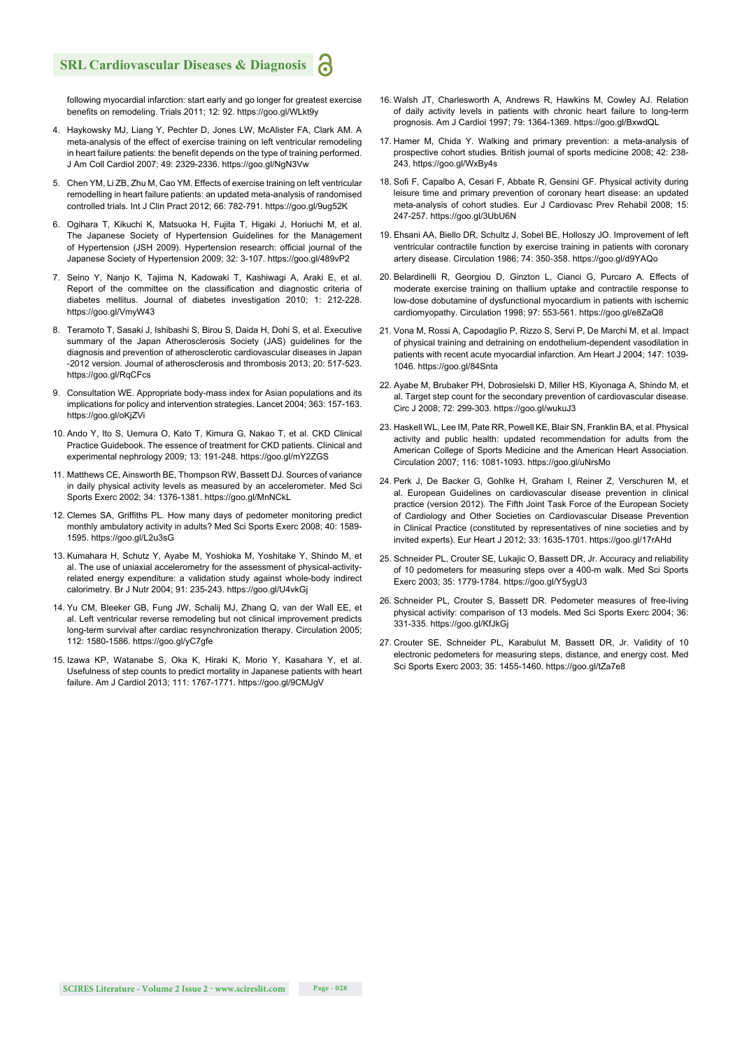following myocardial infarction: start early and go longer for greatest exercise benefits on remodeling. Trials 2011; 12: 92. https://goo.gl/WLkt9y

4. Haykowsky MJ, Liang Y, Pechter D, Jones LW, McAlister FA, Clark AM. A meta-analysis of the effect of exercise training on left ventricular remodeling in heart failure patients: the benefit depends on the type of training performed. J Am Coll Cardiol 2007; 49: 2329-2336. https://goo.gl/NgN3Vw

5. Chen YM, Li ZB, Zhu M, Cao YM. Effects of exercise training on left ventricular remodelling in heart failure patients: an updated meta-analysis of randomised controlled trials. Int J Clin Pract 2012; 66: 782-791. https://goo.gl/9ug52K

6. Ogihara T, Kikuchi K, Matsuoka H, Fujita T, Higaki J, Horiuchi M, et al. The Japanese Society of Hypertension Guidelines for the Management of Hypertension (JSH 2009). Hypertension research: official journal of the Japanese Society of Hypertension 2009; 32: 3-107. https://goo.gl/489vP2

7. Seino Y, Nanjo K, Tajima N, Kadowaki T, Kashiwagi A, Araki E, et al. Report of the committee on the classification and diagnostic criteria of diabetes mellitus. Journal of diabetes investigation 2010; 1: 212-228. https://goo.gl/VmyW43

8. Teramoto T, Sasaki J, Ishibashi S, Birou S, Daida H, Dohi S, et al. Executive summary of the Japan Atherosclerosis Society (JAS) guidelines for the diagnosis and prevention of atherosclerotic cardiovascular diseases in Japan -2012 version. Journal of atherosclerosis and thrombosis 2013; 20: 517-523. https://goo.gl/RqCFcs

9. Consultation WE. Appropriate body-mass index for Asian populations and its implications for policy and intervention strategies. Lancet 2004; 363: 157-163. https://goo.gl/oKjZVi

10. Ando Y, Ito S, Uemura O, Kato T, Kimura G, Nakao T, et al. CKD Clinical Practice Guidebook. The essence of treatment for CKD patients. Clinical and experimental nephrology 2009; 13: 191-248. https://goo.gl/mY2ZGS

11. Matthews CE, Ainsworth BE, Thompson RW, Bassett DJ. Sources of variance in daily physical activity levels as measured by an accelerometer. Med Sci Sports Exerc 2002; 34: 1376-1381. https://goo.gl/MnNCkL

12. Clemes SA, Griffiths PL. How many days of pedometer monitoring predict monthly ambulatory activity in adults? Med Sci Sports Exerc 2008; 40: 1589-1595. https://goo.gl/L2u3sG

13. Kumahara H, Schutz Y, Ayabe M, Yoshioka M, Yoshitake Y, Shindo M, et al. The use of uniaxial accelerometry for the assessment of physical-activity-related energy expenditure: a validation study against whole-body indirect calorimetry. Br J Nutr 2004; 91: 235-243. https://goo.gl/U4vkGj

14. Yu CM, Bleeker GB, Fung JW, Schalij MJ, Zhang Q, van der Wall EE, et al. Left ventricular reverse remodeling but not clinical improvement predicts long-term survival after cardiac resynchronization therapy. Circulation 2005; 112: 1580-1586. https://goo.gl/yC7gfe

15. Izawa KP, Watanabe S, Oka K, Hiraki K, Morio Y, Kasahara Y, et al. Usefulness of step counts to predict mortality in Japanese patients with heart failure. Am J Cardiol 2013; 111: 1767-1771. https://goo.gl/9CMJgV

16. Walsh JT, Charlesworth A, Andrews R, Hawkins M, Cowley AJ. Relation of daily activity levels in patients with chronic heart failure to long-term prognosis. Am J Cardiol 1997; 79: 1364-1369. https://goo.gl/BxwdQL

17. Hamer M, Chida Y. Walking and primary prevention: a meta-analysis of prospective cohort studies. British journal of sports medicine 2008; 42: 238-243. https://goo.gl/WxBy4s

18. Sofi F, Capalbo A, Cesari F, Abbate R, Gensini GF. Physical activity during leisure time and primary prevention of coronary heart disease: an updated meta-analysis of cohort studies. Eur J Cardiovasc Prev Rehabil 2008; 15: 247-257. https://goo.gl/3UbU6N

19. Ehsani AA, Biello DR, Schultz J, Sobel BE, Holloszy JO. Improvement of left ventricular contractile function by exercise training in patients with coronary artery disease. Circulation 1986; 74: 350-358. https://goo.gl/d9YAQo

20. Belardinelli R, Georgiou D, Ginzton L, Cianci G, Purcaro A. Effects of moderate exercise training on thallium uptake and contractile response to low-dose dobutamine of dysfunctional myocardium in patients with ischemic cardiomyopathy. Circulation 1998; 97: 553-561. https://goo.gl/e8ZaQ8

21. Vona M, Rossi A, Capodaglio P, Rizzo S, Servi P, De Marchi M, et al. Impact of physical training and detraining on endothelium-dependent vasodilation in patients with recent acute myocardial infarction. Am Heart J 2004; 147: 1039-1046. https://goo.gl/84Snta

22. Ayabe M, Brubaker PH, Dobrosielski D, Miller HS, Kiyonaga A, Shindo M, et al. Target step count for the secondary prevention of cardiovascular disease. Circ J 2008; 72: 299-303. https://goo.gl/wukuJ3

23. Haskell WL, Lee IM, Pate RR, Powell KE, Blair SN, Franklin BA, et al. Physical activity and public health: updated recommendation for adults from the American College of Sports Medicine and the American Heart Association. Circulation 2007; 116: 1081-1093. https://goo.gl/uNrsMo

24. Perk J, De Backer G, Gohlke H, Graham I, Reiner Z, Verschuren M, et al. European Guidelines on cardiovascular disease prevention in clinical practice (version 2012). The Fifth Joint Task Force of the European Society of Cardiology and Other Societies on Cardiovascular Disease Prevention in Clinical Practice (constituted by representatives of nine societies and by invited experts). Eur Heart J 2012; 33: 1635-1701. https://goo.gl/17rAHd

25. Schneider PL, Crouter SE, Lukajic O, Bassett DR, Jr. Accuracy and reliability of 10 pedometers for measuring steps over a 400-m walk. Med Sci Sports Exerc 2003; 35: 1779-1784. https://goo.gl/Y5ygU3

26. Schneider PL, Crouter S, Bassett DR. Pedometer measures of free-living physical activity: comparison of 13 models. Med Sci Sports Exerc 2004; 36: 331-335. https://goo.gl/KfJkGj

27. Crouter SE, Schneider PL, Karabulut M, Bassett DR, Jr. Validity of 10 electronic pedometers for measuring steps, distance, and energy cost. Med Sci Sports Exerc 2003; 35: 1455-1460. https://goo.gl/tZa7e8